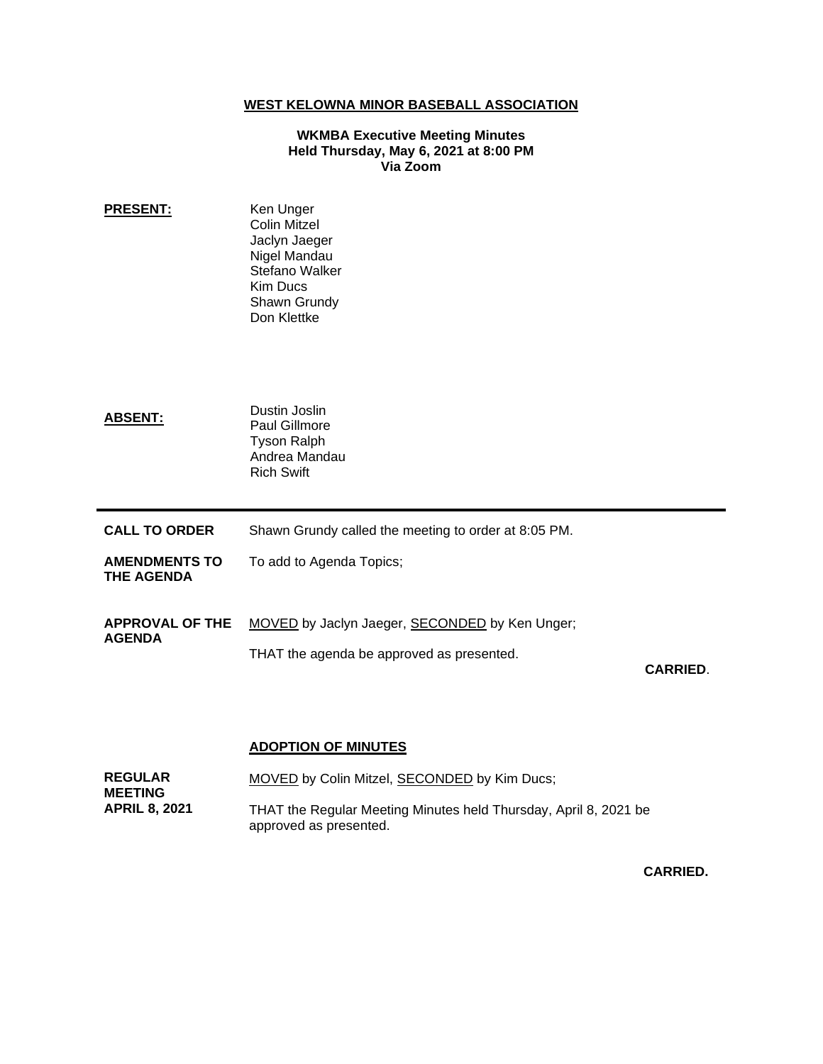# WEST KELOWNA MINOR BASEBALL ASSOCIATION

**WKMBA Executive Meeting Minutes**
**Held Thursday, May 6, 2021 at 8:00 PM**
**Via Zoom**

**PRESENT:**

Ken Unger
Colin Mitzel
Jaclyn Jaeger
Nigel Mandau
Stefano Walker
Kim Ducs
Shawn Grundy
Don Klettke

**ABSENT:**

Dustin Joslin
Paul Gillmore
Tyson Ralph
Andrea Mandau
Rich Swift

---

**CALL TO ORDER**

Shawn Grundy called the meeting to order at 8:05 PM.

**AMENDMENTS TO THE AGENDA**

To add to Agenda Topics;

**APPROVAL OF THE AGENDA**

MOVED by Jaclyn Jaeger, SECONDED by Ken Unger;

THAT the agenda be approved as presented.

**CARRIED**.

## ADOPTION OF MINUTES

**REGULAR MEETING APRIL 8, 2021**

MOVED by Colin Mitzel, SECONDED by Kim Ducs;

THAT the Regular Meeting Minutes held Thursday, April 8, 2021 be approved as presented.

**CARRIED.**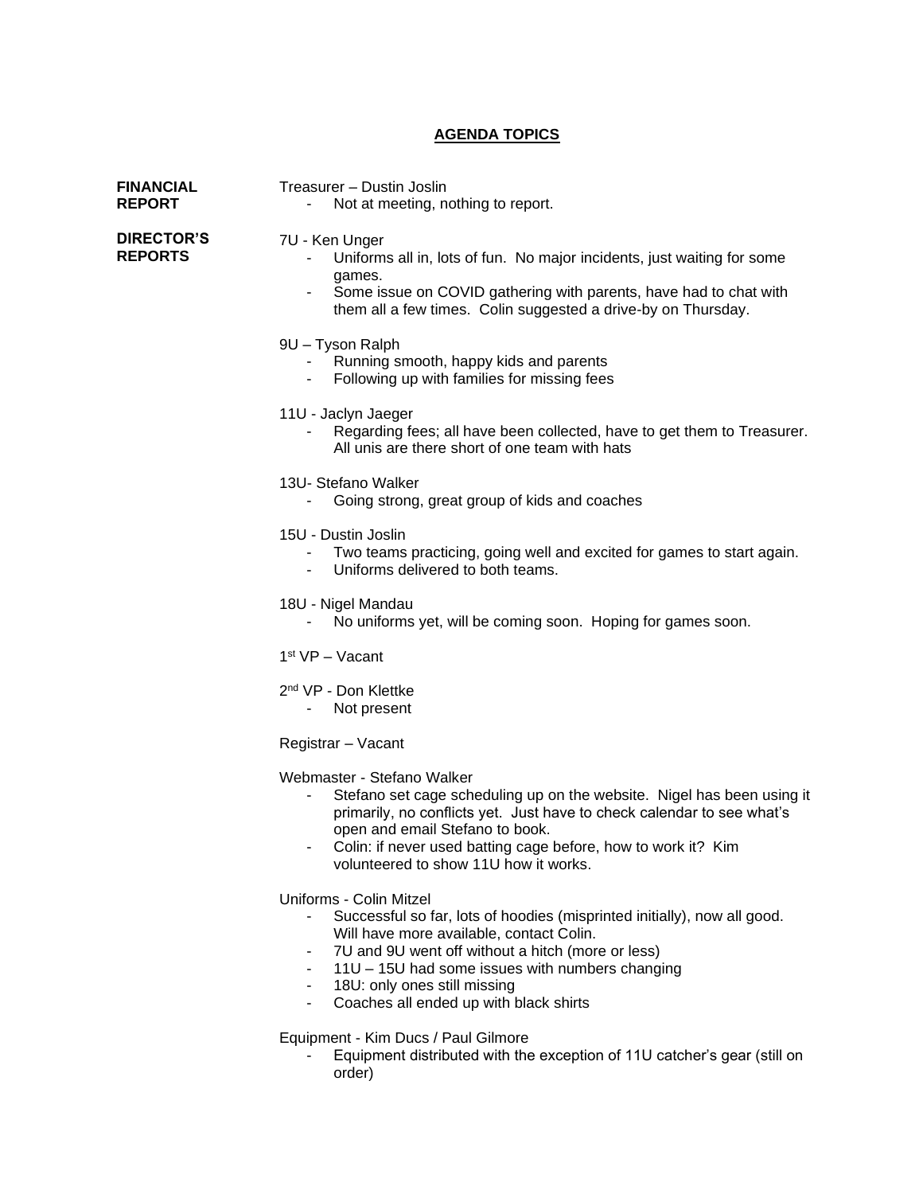## AGENDA TOPICS

**FINANCIAL REPORT**

Treasurer – Dustin Joslin

- Not at meeting, nothing to report.

**DIRECTOR'S REPORTS**

7U - Ken Unger

- Uniforms all in, lots of fun. No major incidents, just waiting for some games.
- Some issue on COVID gathering with parents, have had to chat with them all a few times. Colin suggested a drive-by on Thursday.

9U – Tyson Ralph

- Running smooth, happy kids and parents
- Following up with families for missing fees

11U - Jaclyn Jaeger

- Regarding fees; all have been collected, have to get them to Treasurer. All unis are there short of one team with hats

13U- Stefano Walker

- Going strong, great group of kids and coaches

15U - Dustin Joslin

- Two teams practicing, going well and excited for games to start again.
- Uniforms delivered to both teams.

18U - Nigel Mandau

- No uniforms yet, will be coming soon. Hoping for games soon.

1st VP – Vacant

2nd VP - Don Klettke

- Not present

Registrar – Vacant

Webmaster - Stefano Walker

- Stefano set cage scheduling up on the website. Nigel has been using it primarily, no conflicts yet. Just have to check calendar to see what's open and email Stefano to book.
- Colin: if never used batting cage before, how to work it? Kim volunteered to show 11U how it works.

Uniforms - Colin Mitzel

- Successful so far, lots of hoodies (misprinted initially), now all good. Will have more available, contact Colin.
- 7U and 9U went off without a hitch (more or less)
- 11U – 15U had some issues with numbers changing
- 18U: only ones still missing
- Coaches all ended up with black shirts

Equipment - Kim Ducs / Paul Gilmore

- Equipment distributed with the exception of 11U catcher's gear (still on order)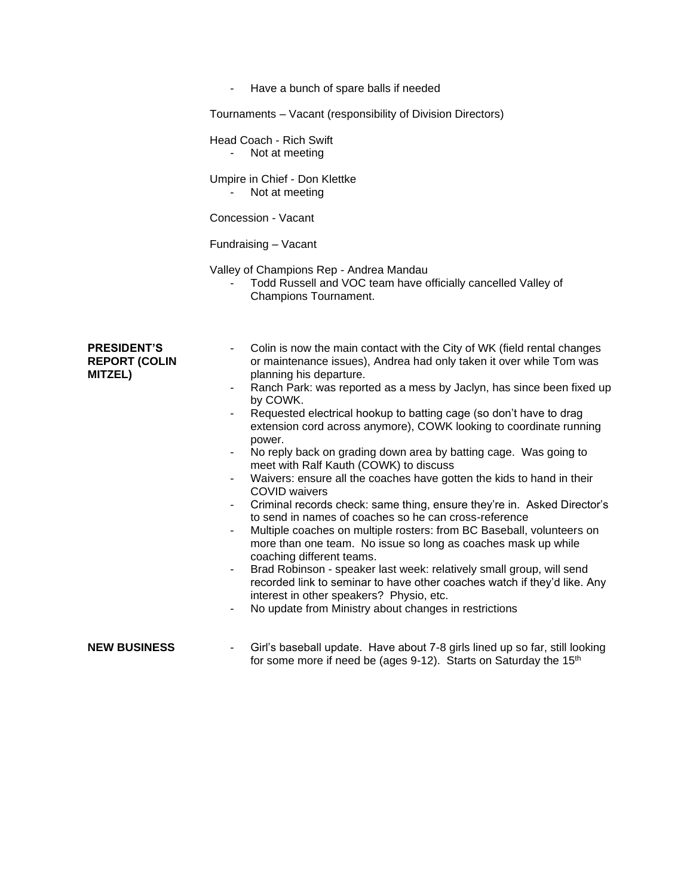- Have a bunch of spare balls if needed

Tournaments – Vacant (responsibility of Division Directors)

Head Coach - Rich Swift
- Not at meeting

Umpire in Chief - Don Klettke
- Not at meeting

Concession - Vacant

Fundraising – Vacant

Valley of Champions Rep - Andrea Mandau
- Todd Russell and VOC team have officially cancelled Valley of Champions Tournament.

**PRESIDENT'S REPORT (COLIN MITZEL)**

- Colin is now the main contact with the City of WK (field rental changes or maintenance issues), Andrea had only taken it over while Tom was planning his departure.
- Ranch Park: was reported as a mess by Jaclyn, has since been fixed up by COWK.
- Requested electrical hookup to batting cage (so don't have to drag extension cord across anymore), COWK looking to coordinate running power.
- No reply back on grading down area by batting cage. Was going to meet with Ralf Kauth (COWK) to discuss
- Waivers: ensure all the coaches have gotten the kids to hand in their COVID waivers
- Criminal records check: same thing, ensure they're in. Asked Director's to send in names of coaches so he can cross-reference
- Multiple coaches on multiple rosters: from BC Baseball, volunteers on more than one team. No issue so long as coaches mask up while coaching different teams.
- Brad Robinson - speaker last week: relatively small group, will send recorded link to seminar to have other coaches watch if they'd like. Any interest in other speakers? Physio, etc.
- No update from Ministry about changes in restrictions

**NEW BUSINESS**

- Girl's baseball update. Have about 7-8 girls lined up so far, still looking for some more if need be (ages 9-12). Starts on Saturday the 15th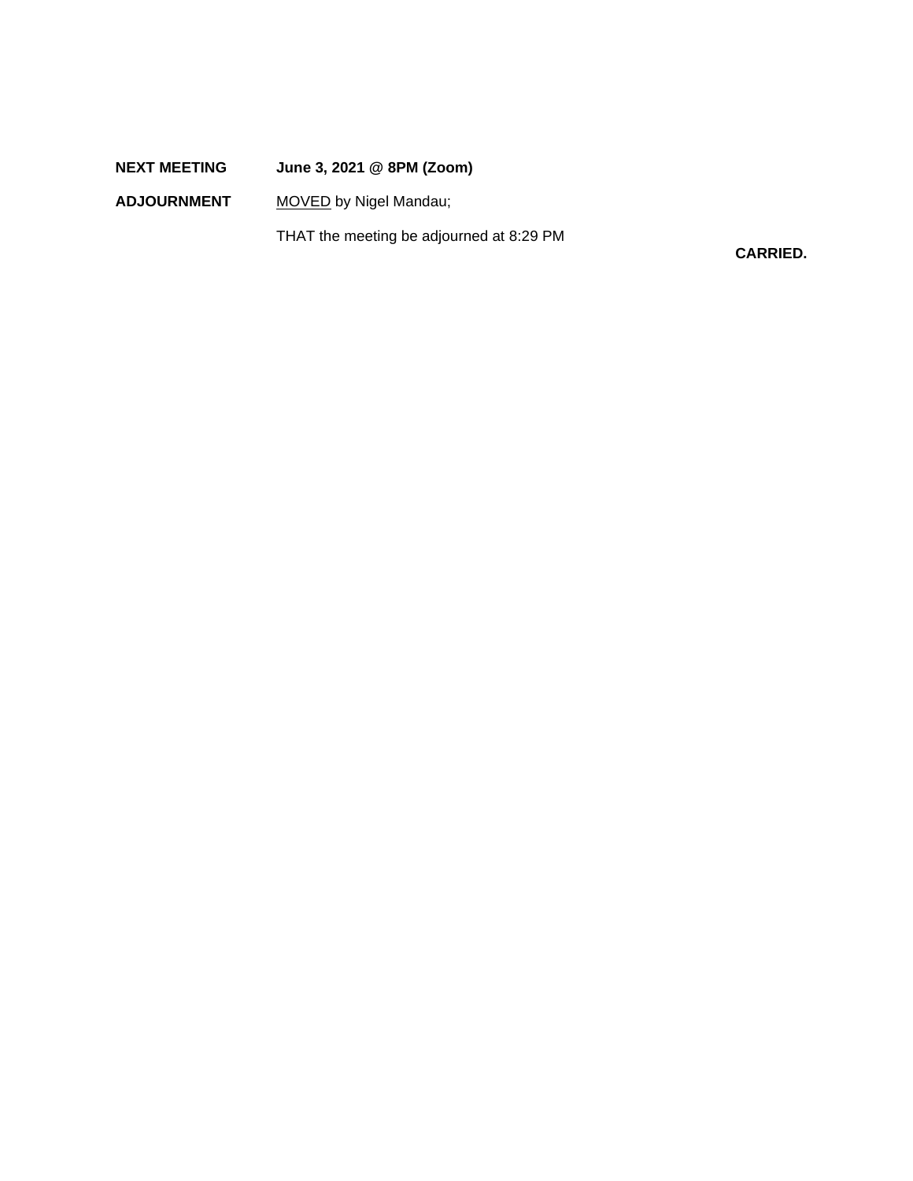**NEXT MEETING** **June 3, 2021 @ 8PM (Zoom)**

**ADJOURNMENT** MOVED by Nigel Mandau;

THAT the meeting be adjourned at 8:29 PM

**CARRIED.**